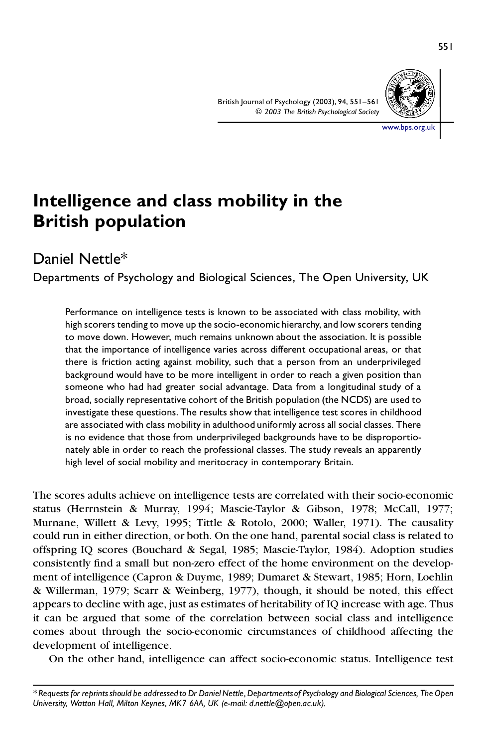# Intelligence and class mobility in the British population

Daniel Nettle*

Departments of Psychology and Biological Sciences, The Open University, UK

> Performance on intelligence tests is known to be associated with class mobility, with high scorers tending to move up the socio-economic hierarchy, and low scorers tending to move down. However, much remains unknown about the association. It is possible that the importance of intelligence varies across different occupational areas, or that there is friction acting against mobility, such that a person from an underprivileged background would have to be more intelligent in order to reach a given position than someone who had had greater social advantage. Data from a longitudinal study of a broad, socially representative cohort of the British population (the NCDS) are used to investigate these questions. The results show that intelligence test scores in childhood are associated with class mobility in adulthood uniformly across all social classes. There is no evidence that those from underprivileged backgrounds have to be disproportionately able in order to reach the professional classes. The study reveals an apparently high level of social mobility and meritocracy in contemporary Britain.

The scores adults achieve on intelligence tests are correlated with their socio-economic status (Herrnstein & Murray, 1994; Mascie-Taylor & Gibson, 1978; McCall, 1977; Murnane, Willett & Levy, 1995; Tittle & Rotolo, 2000; Waller, 1971). The causality could run in either direction, or both. On the one hand, parental social class is related to offspring IQ scores (Bouchard & Segal, 1985; Mascie-Taylor, 1984). Adoption studies consistently find a small but non-zero effect of the home environment on the development of intelligence (Capron & Duyme, 1989; Dumaret & Stewart, 1985; Horn, Loehlin & Willerman, 1979; Scarr & Weinberg, 1977), though, it should be noted, this effect appears to decline with age, just as estimates of heritability of IQ increase with age. Thus it can be argued that some of the correlation between social class and intelligence comes about through the socio-economic circumstances of childhood affecting the development of intelligence.

On the other hand, intelligence can affect socio-economic status. Intelligence test

* Requests for reprints should be addressed to Dr Daniel Nettle, Departments of Psychology and Biological Sciences, The Open University, Watton Hall, Milton Keynes, MK7 6AA, UK (e-mail: d.nettle@open.ac.uk).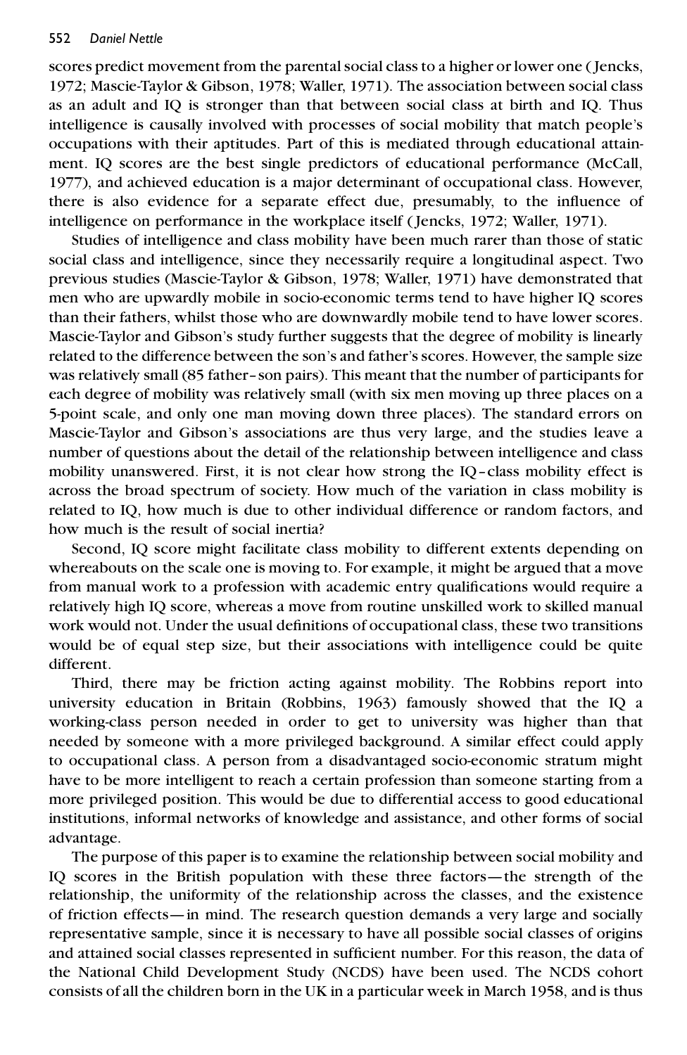scores predict movement from the parental social class to a higher or lower one (Jencks, 1972; Mascie-Taylor & Gibson, 1978; Waller, 1971). The association between social class as an adult and IQ is stronger than that between social class at birth and IQ. Thus intelligence is causally involved with processes of social mobility that match people's occupations with their aptitudes. Part of this is mediated through educational attainment. IQ scores are the best single predictors of educational performance (McCall, 1977), and achieved education is a major determinant of occupational class. However, there is also evidence for a separate effect due, presumably, to the influence of intelligence on performance in the workplace itself (Jencks, 1972; Waller, 1971).

Studies of intelligence and class mobility have been much rarer than those of static social class and intelligence, since they necessarily require a longitudinal aspect. Two previous studies (Mascie-Taylor & Gibson, 1978; Waller, 1971) have demonstrated that men who are upwardly mobile in socio-economic terms tend to have higher IQ scores than their fathers, whilst those who are downwardly mobile tend to have lower scores. Mascie-Taylor and Gibson's study further suggests that the degree of mobility is linearly related to the difference between the son's and father's scores. However, the sample size was relatively small (85 father–son pairs). This meant that the number of participants for each degree of mobility was relatively small (with six men moving up three places on a 5-point scale, and only one man moving down three places). The standard errors on Mascie-Taylor and Gibson's associations are thus very large, and the studies leave a number of questions about the detail of the relationship between intelligence and class mobility unanswered. First, it is not clear how strong the IQ–class mobility effect is across the broad spectrum of society. How much of the variation in class mobility is related to IQ, how much is due to other individual difference or random factors, and how much is the result of social inertia?

Second, IQ score might facilitate class mobility to different extents depending on whereabouts on the scale one is moving to. For example, it might be argued that a move from manual work to a profession with academic entry qualifications would require a relatively high IQ score, whereas a move from routine unskilled work to skilled manual work would not. Under the usual definitions of occupational class, these two transitions would be of equal step size, but their associations with intelligence could be quite different.

Third, there may be friction acting against mobility. The Robbins report into university education in Britain (Robbins, 1963) famously showed that the IQ a working-class person needed in order to get to university was higher than that needed by someone with a more privileged background. A similar effect could apply to occupational class. A person from a disadvantaged socio-economic stratum might have to be more intelligent to reach a certain profession than someone starting from a more privileged position. This would be due to differential access to good educational institutions, informal networks of knowledge and assistance, and other forms of social advantage.

The purpose of this paper is to examine the relationship between social mobility and IQ scores in the British population with these three factors—the strength of the relationship, the uniformity of the relationship across the classes, and the existence of friction effects—in mind. The research question demands a very large and socially representative sample, since it is necessary to have all possible social classes of origins and attained social classes represented in sufficient number. For this reason, the data of the National Child Development Study (NCDS) have been used. The NCDS cohort consists of all the children born in the UK in a particular week in March 1958, and is thus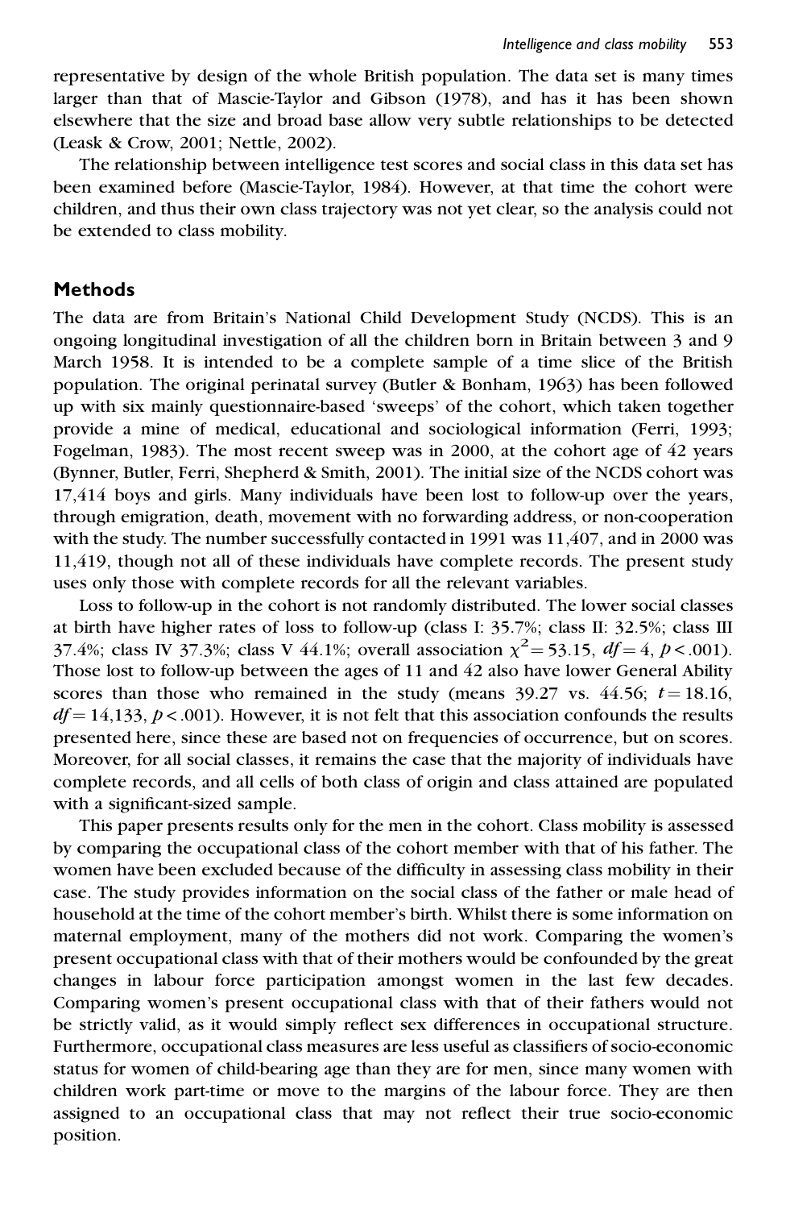representative by design of the whole British population. The data set is many times larger than that of Mascie-Taylor and Gibson (1978), and has it has been shown elsewhere that the size and broad base allow very subtle relationships to be detected (Leask & Crow, 2001; Nettle, 2002).

The relationship between intelligence test scores and social class in this data set has been examined before (Mascie-Taylor, 1984). However, at that time the cohort were children, and thus their own class trajectory was not yet clear, so the analysis could not be extended to class mobility.

## Methods

The data are from Britain's National Child Development Study (NCDS). This is an ongoing longitudinal investigation of all the children born in Britain between 3 and 9 March 1958. It is intended to be a complete sample of a time slice of the British population. The original perinatal survey (Butler & Bonham, 1963) has been followed up with six mainly questionnaire-based 'sweeps' of the cohort, which taken together provide a mine of medical, educational and sociological information (Ferri, 1993; Fogelman, 1983). The most recent sweep was in 2000, at the cohort age of 42 years (Bynner, Butler, Ferri, Shepherd & Smith, 2001). The initial size of the NCDS cohort was 17,414 boys and girls. Many individuals have been lost to follow-up over the years, through emigration, death, movement with no forwarding address, or non-cooperation with the study. The number successfully contacted in 1991 was 11,407, and in 2000 was 11,419, though not all of these individuals have complete records. The present study uses only those with complete records for all the relevant variables.

Loss to follow-up in the cohort is not randomly distributed. The lower social classes at birth have higher rates of loss to follow-up (class I: 35.7%; class II: 32.5%; class III 37.4%; class IV 37.3%; class V 44.1%; overall association $\chi^2 = 53.15$, $df = 4$, $p < .001$). Those lost to follow-up between the ages of 11 and 42 also have lower General Ability scores than those who remained in the study (means 39.27 vs. 44.56; $t = 18.16$, $df = 14,133$, $p < .001$). However, it is not felt that this association confounds the results presented here, since these are based not on frequencies of occurrence, but on scores. Moreover, for all social classes, it remains the case that the majority of individuals have complete records, and all cells of both class of origin and class attained are populated with a significant-sized sample.

This paper presents results only for the men in the cohort. Class mobility is assessed by comparing the occupational class of the cohort member with that of his father. The women have been excluded because of the difficulty in assessing class mobility in their case. The study provides information on the social class of the father or male head of household at the time of the cohort member's birth. Whilst there is some information on maternal employment, many of the mothers did not work. Comparing the women's present occupational class with that of their mothers would be confounded by the great changes in labour force participation amongst women in the last few decades. Comparing women's present occupational class with that of their fathers would not be strictly valid, as it would simply reflect sex differences in occupational structure. Furthermore, occupational class measures are less useful as classifiers of socio-economic status for women of child-bearing age than they are for men, since many women with children work part-time or move to the margins of the labour force. They are then assigned to an occupational class that may not reflect their true socio-economic position.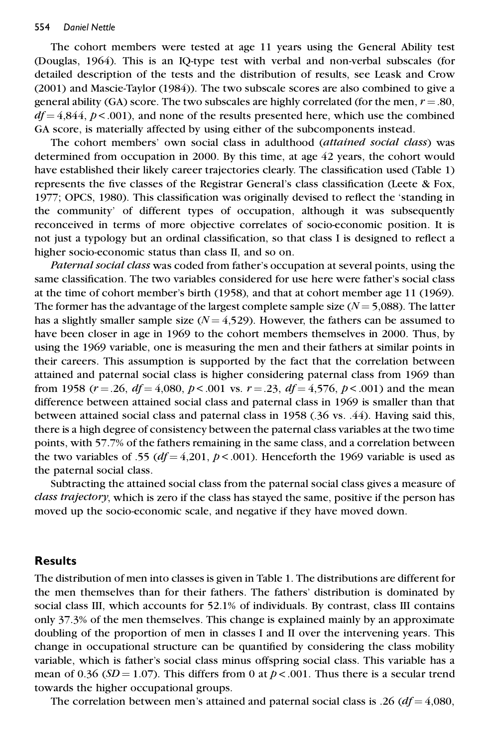The cohort members were tested at age 11 years using the General Ability test (Douglas, 1964). This is an IQ-type test with verbal and non-verbal subscales (for detailed description of the tests and the distribution of results, see Leask and Crow (2001) and Mascie-Taylor (1984)). The two subscale scores are also combined to give a general ability (GA) score. The two subscales are highly correlated (for the men, $r = .80$, $df = 4{,}844$, $p < .001$), and none of the results presented here, which use the combined GA score, is materially affected by using either of the subcomponents instead.

The cohort members' own social class in adulthood (*attained social class*) was determined from occupation in 2000. By this time, at age 42 years, the cohort would have established their likely career trajectories clearly. The classification used (Table 1) represents the five classes of the Registrar General's class classification (Leete & Fox, 1977; OPCS, 1980). This classification was originally devised to reflect the 'standing in the community' of different types of occupation, although it was subsequently reconceived in terms of more objective correlates of socio-economic position. It is not just a typology but an ordinal classification, so that class I is designed to reflect a higher socio-economic status than class II, and so on.

*Paternal social class* was coded from father's occupation at several points, using the same classification. The two variables considered for use here were father's social class at the time of cohort member's birth (1958), and that at cohort member age 11 (1969). The former has the advantage of the largest complete sample size ($N = 5{,}088$). The latter has a slightly smaller sample size ($N = 4{,}529$). However, the fathers can be assumed to have been closer in age in 1969 to the cohort members themselves in 2000. Thus, by using the 1969 variable, one is measuring the men and their fathers at similar points in their careers. This assumption is supported by the fact that the correlation between attained and paternal social class is higher considering paternal class from 1969 than from 1958 ($r = .26$, $df = 4{,}080$, $p < .001$ vs. $r = .23$, $df = 4{,}576$, $p < .001$) and the mean difference between attained social class and paternal class in 1969 is smaller than that between attained social class and paternal class in 1958 (.36 vs. .44). Having said this, there is a high degree of consistency between the paternal class variables at the two time points, with 57.7% of the fathers remaining in the same class, and a correlation between the two variables of .55 ($df = 4{,}201$, $p < .001$). Henceforth the 1969 variable is used as the paternal social class.

Subtracting the attained social class from the paternal social class gives a measure of *class trajectory*, which is zero if the class has stayed the same, positive if the person has moved up the socio-economic scale, and negative if they have moved down.

## Results

The distribution of men into classes is given in Table 1. The distributions are different for the men themselves than for their fathers. The fathers' distribution is dominated by social class III, which accounts for 52.1% of individuals. By contrast, class III contains only 37.3% of the men themselves. This change is explained mainly by an approximate doubling of the proportion of men in classes I and II over the intervening years. This change in occupational structure can be quantified by considering the class mobility variable, which is father's social class minus offspring social class. This variable has a mean of 0.36 ($SD = 1.07$). This differs from 0 at $p < .001$. Thus there is a secular trend towards the higher occupational groups.

The correlation between men's attained and paternal social class is .26 ($df = 4{,}080$,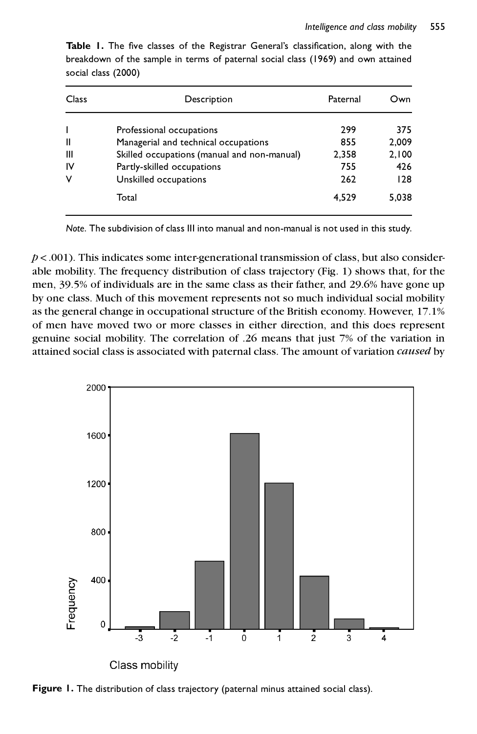**Table 1.** The five classes of the Registrar General's classification, along with the breakdown of the sample in terms of paternal social class (1969) and own attained social class (2000)

| Class | Description | Paternal | Own |
|---|---|---|---|
| I | Professional occupations | 299 | 375 |
| II | Managerial and technical occupations | 855 | 2,009 |
| III | Skilled occupations (manual and non-manual) | 2,358 | 2,100 |
| IV | Partly-skilled occupations | 755 | 426 |
| V | Unskilled occupations | 262 | 128 |
| | Total | 4,529 | 5,038 |

*Note.* The subdivision of class III into manual and non-manual is not used in this study.

$p < .001$). This indicates some inter-generational transmission of class, but also considerable mobility. The frequency distribution of class trajectory (Fig. 1) shows that, for the men, 39.5% of individuals are in the same class as their father, and 29.6% have gone up by one class. Much of this movement represents not so much individual social mobility as the general change in occupational structure of the British economy. However, 17.1% of men have moved two or more classes in either direction, and this does represent genuine social mobility. The correlation of .26 means that just 7% of the variation in attained social class is associated with paternal class. The amount of variation *caused* by

**Figure 1.** The distribution of class trajectory (paternal minus attained social class).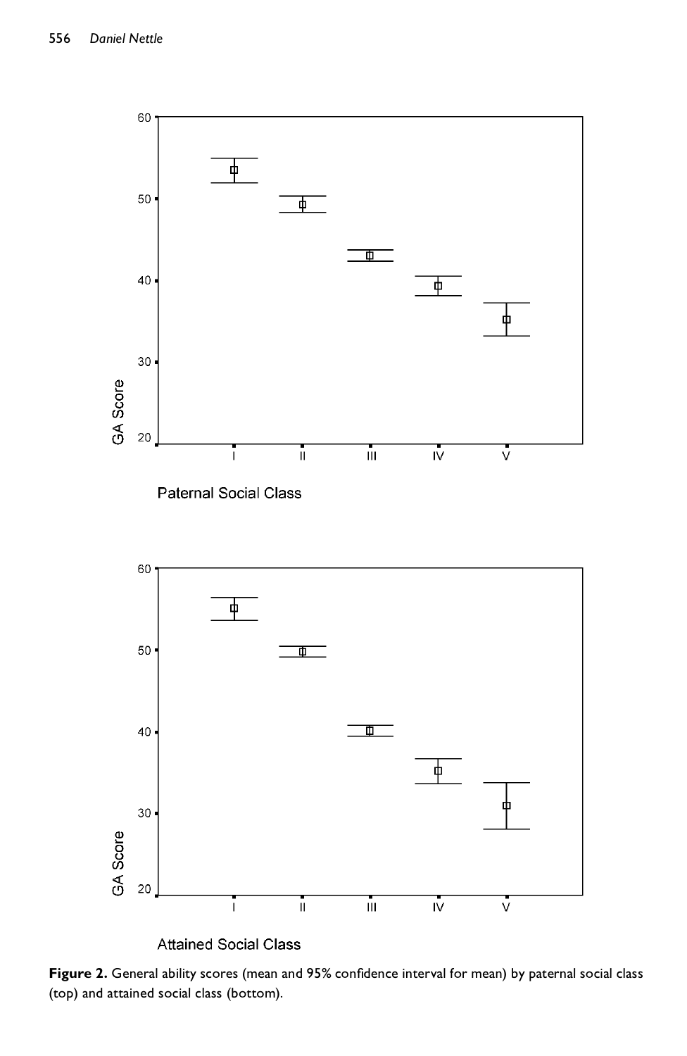Figure 2. General ability scores (mean and 95% confidence interval for mean) by paternal social class (top) and attained social class (bottom).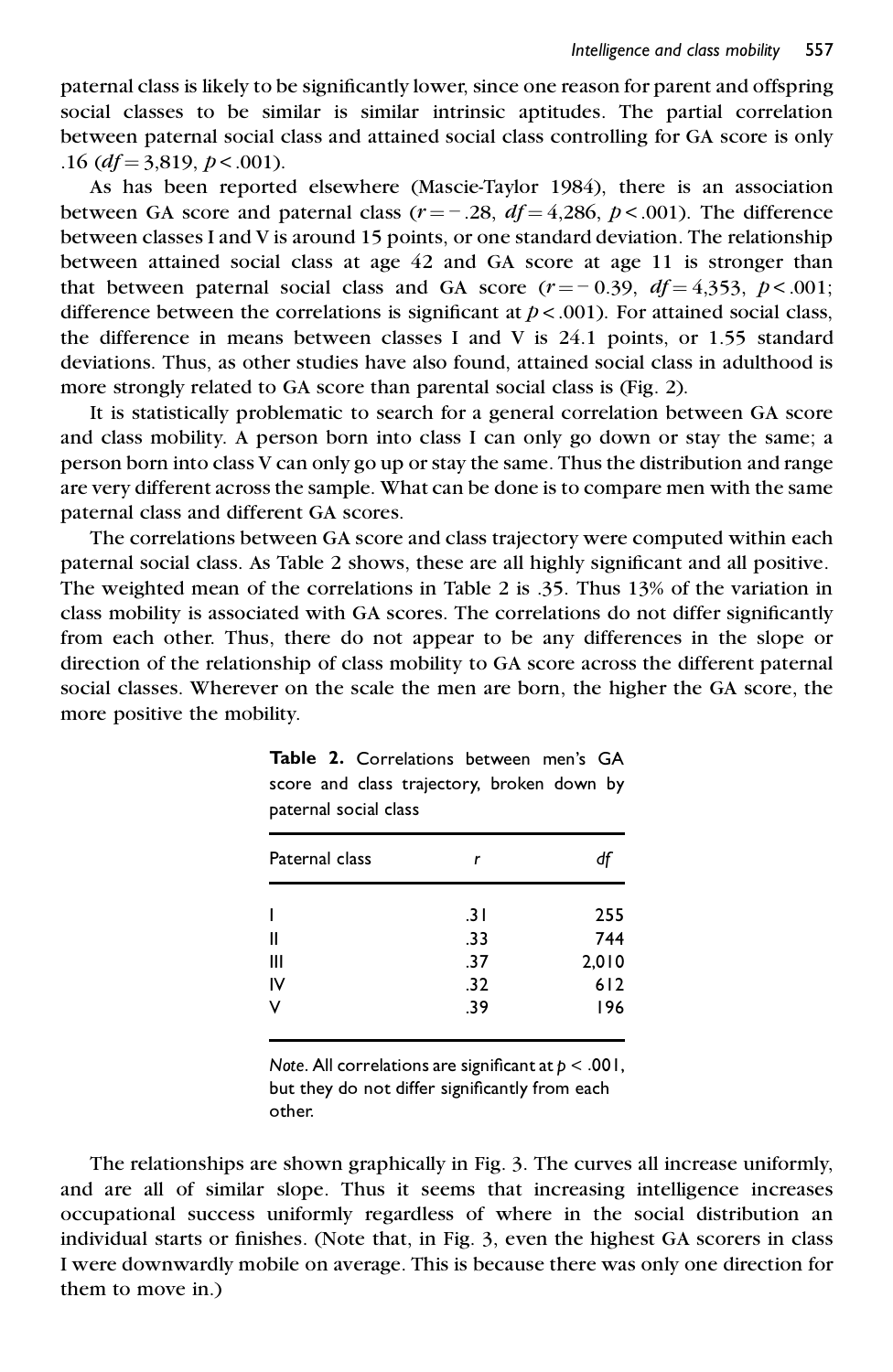paternal class is likely to be significantly lower, since one reason for parent and offspring social classes to be similar is similar intrinsic aptitudes. The partial correlation between paternal social class and attained social class controlling for GA score is only .16 ($df = 3{,}819$, $p < .001$).

As has been reported elsewhere (Mascie-Taylor 1984), there is an association between GA score and paternal class ($r = -.28$, $df = 4{,}286$, $p < .001$). The difference between classes I and V is around 15 points, or one standard deviation. The relationship between attained social class at age 42 and GA score at age 11 is stronger than that between paternal social class and GA score ($r = -0.39$, $df = 4{,}353$, $p < .001$; difference between the correlations is significant at $p < .001$). For attained social class, the difference in means between classes I and V is 24.1 points, or 1.55 standard deviations. Thus, as other studies have also found, attained social class in adulthood is more strongly related to GA score than parental social class is (Fig. 2).

It is statistically problematic to search for a general correlation between GA score and class mobility. A person born into class I can only go down or stay the same; a person born into class V can only go up or stay the same. Thus the distribution and range are very different across the sample. What can be done is to compare men with the same paternal class and different GA scores.

The correlations between GA score and class trajectory were computed within each paternal social class. As Table 2 shows, these are all highly significant and all positive. The weighted mean of the correlations in Table 2 is .35. Thus 13% of the variation in class mobility is associated with GA scores. The correlations do not differ significantly from each other. Thus, there do not appear to be any differences in the slope or direction of the relationship of class mobility to GA score across the different paternal social classes. Wherever on the scale the men are born, the higher the GA score, the more positive the mobility.

**Table 2.** Correlations between men's GA score and class trajectory, broken down by paternal social class

| Paternal class | $r$ | $df$ |
|---|---|---|
| I | .31 | 255 |
| II | .33 | 744 |
| III | .37 | 2,010 |
| IV | .32 | 612 |
| V | .39 | 196 |

*Note*. All correlations are significant at $p < .001$, but they do not differ significantly from each other.

The relationships are shown graphically in Fig. 3. The curves all increase uniformly, and are all of similar slope. Thus it seems that increasing intelligence increases occupational success uniformly regardless of where in the social distribution an individual starts or finishes. (Note that, in Fig. 3, even the highest GA scorers in class I were downwardly mobile on average. This is because there was only one direction for them to move in.)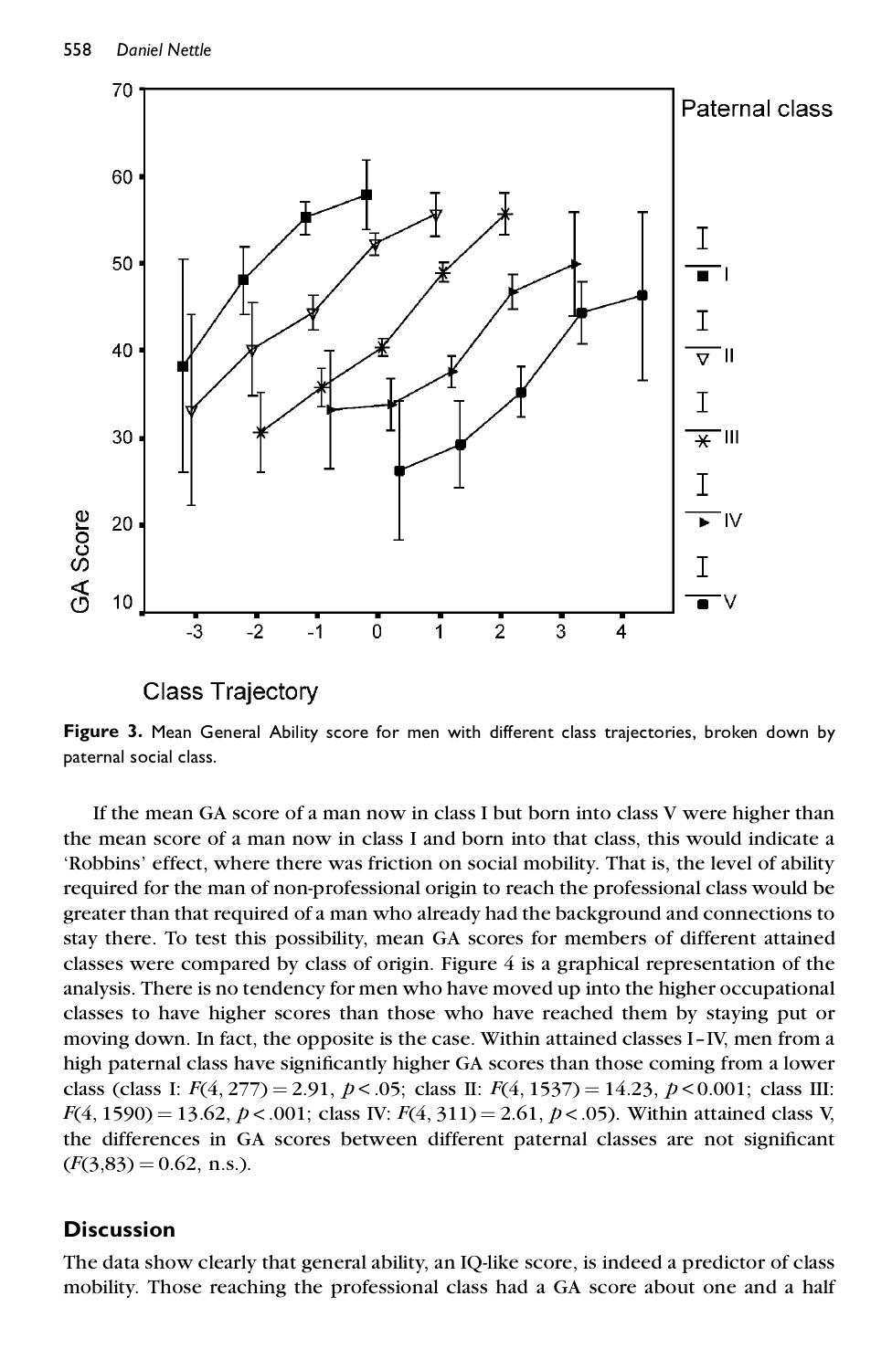Figure 3. Mean General Ability score for men with different class trajectories, broken down by paternal social class.

If the mean GA score of a man now in class I but born into class V were higher than the mean score of a man now in class I and born into that class, this would indicate a 'Robbins' effect, where there was friction on social mobility. That is, the level of ability required for the man of non-professional origin to reach the professional class would be greater than that required of a man who already had the background and connections to stay there. To test this possibility, mean GA scores for members of different attained classes were compared by class of origin. Figure 4 is a graphical representation of the analysis. There is no tendency for men who have moved up into the higher occupational classes to have higher scores than those who have reached them by staying put or moving down. In fact, the opposite is the case. Within attained classes I–IV, men from a high paternal class have significantly higher GA scores than those coming from a lower class (class I: $F(4, 277) = 2.91$, $p < .05$; class II: $F(4, 1537) = 14.23$, $p < 0.001$; class III: $F(4, 1590) = 13.62$, $p < .001$; class IV: $F(4, 311) = 2.61$, $p < .05$). Within attained class V, the differences in GA scores between different paternal classes are not significant ($F(3,83) = 0.62$, n.s.).

## Discussion

The data show clearly that general ability, an IQ-like score, is indeed a predictor of class mobility. Those reaching the professional class had a GA score about one and a half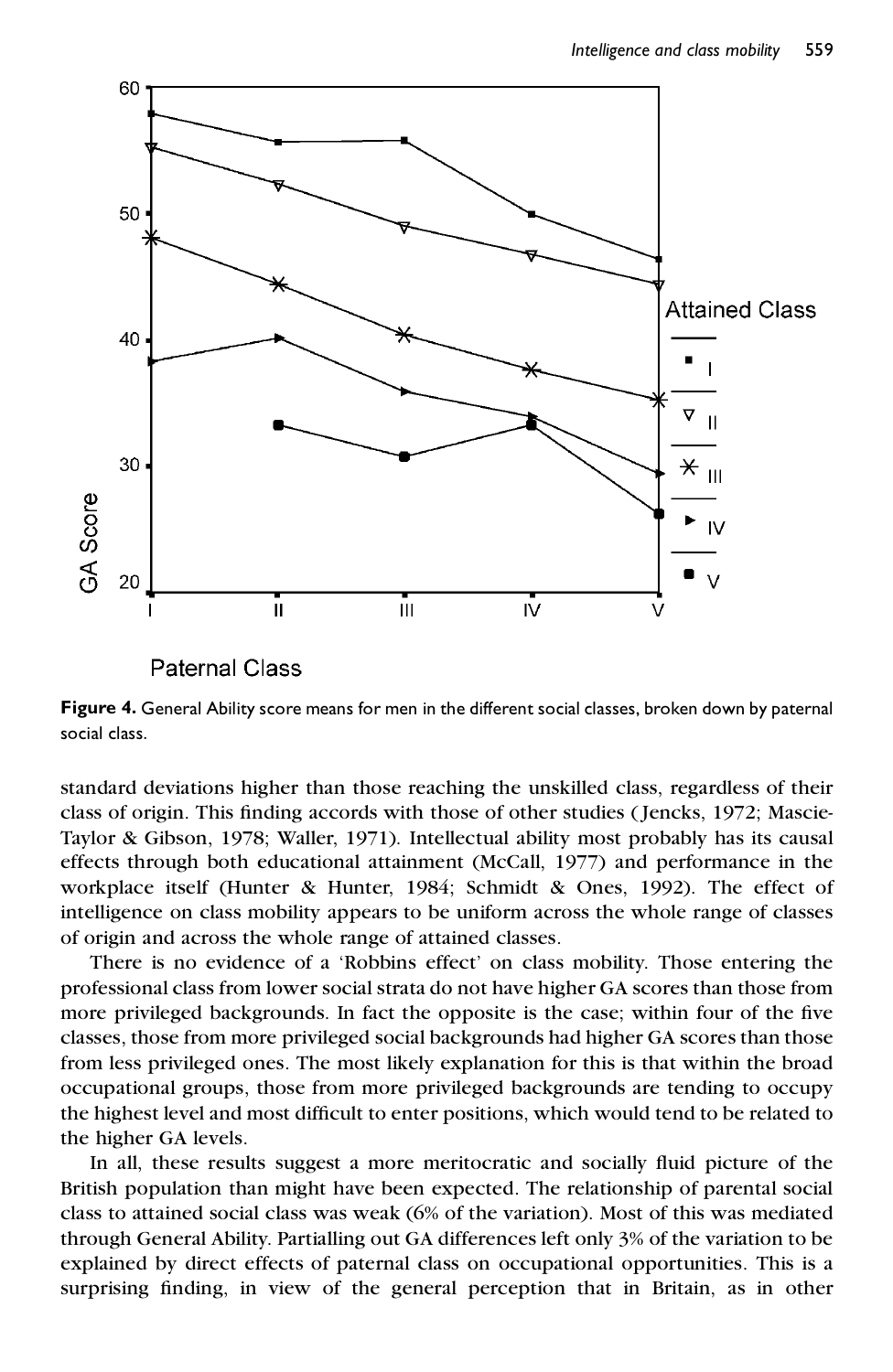**Figure 4.** General Ability score means for men in the different social classes, broken down by paternal social class.

standard deviations higher than those reaching the unskilled class, regardless of their class of origin. This finding accords with those of other studies (Jencks, 1972; Mascie-Taylor & Gibson, 1978; Waller, 1971). Intellectual ability most probably has its causal effects through both educational attainment (McCall, 1977) and performance in the workplace itself (Hunter & Hunter, 1984; Schmidt & Ones, 1992). The effect of intelligence on class mobility appears to be uniform across the whole range of classes of origin and across the whole range of attained classes.

There is no evidence of a 'Robbins effect' on class mobility. Those entering the professional class from lower social strata do not have higher GA scores than those from more privileged backgrounds. In fact the opposite is the case; within four of the five classes, those from more privileged social backgrounds had higher GA scores than those from less privileged ones. The most likely explanation for this is that within the broad occupational groups, those from more privileged backgrounds are tending to occupy the highest level and most difficult to enter positions, which would tend to be related to the higher GA levels.

In all, these results suggest a more meritocratic and socially fluid picture of the British population than might have been expected. The relationship of parental social class to attained social class was weak (6% of the variation). Most of this was mediated through General Ability. Partialling out GA differences left only 3% of the variation to be explained by direct effects of paternal class on occupational opportunities. This is a surprising finding, in view of the general perception that in Britain, as in other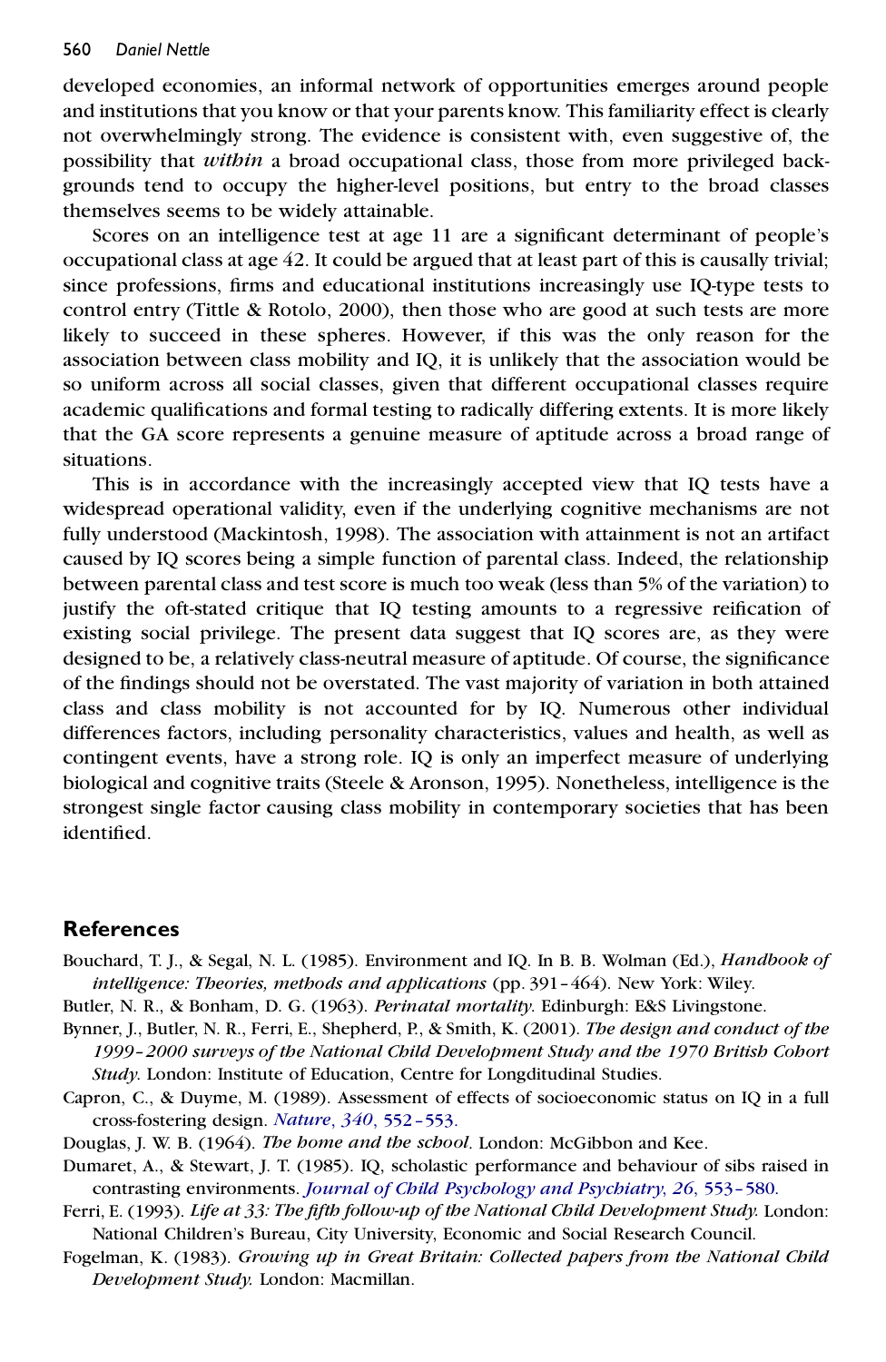developed economies, an informal network of opportunities emerges around people and institutions that you know or that your parents know. This familiarity effect is clearly not overwhelmingly strong. The evidence is consistent with, even suggestive of, the possibility that *within* a broad occupational class, those from more privileged backgrounds tend to occupy the higher-level positions, but entry to the broad classes themselves seems to be widely attainable.

Scores on an intelligence test at age 11 are a significant determinant of people's occupational class at age 42. It could be argued that at least part of this is causally trivial; since professions, firms and educational institutions increasingly use IQ-type tests to control entry (Tittle & Rotolo, 2000), then those who are good at such tests are more likely to succeed in these spheres. However, if this was the only reason for the association between class mobility and IQ, it is unlikely that the association would be so uniform across all social classes, given that different occupational classes require academic qualifications and formal testing to radically differing extents. It is more likely that the GA score represents a genuine measure of aptitude across a broad range of situations.

This is in accordance with the increasingly accepted view that IQ tests have a widespread operational validity, even if the underlying cognitive mechanisms are not fully understood (Mackintosh, 1998). The association with attainment is not an artifact caused by IQ scores being a simple function of parental class. Indeed, the relationship between parental class and test score is much too weak (less than 5% of the variation) to justify the oft-stated critique that IQ testing amounts to a regressive reification of existing social privilege. The present data suggest that IQ scores are, as they were designed to be, a relatively class-neutral measure of aptitude. Of course, the significance of the findings should not be overstated. The vast majority of variation in both attained class and class mobility is not accounted for by IQ. Numerous other individual differences factors, including personality characteristics, values and health, as well as contingent events, have a strong role. IQ is only an imperfect measure of underlying biological and cognitive traits (Steele & Aronson, 1995). Nonetheless, intelligence is the strongest single factor causing class mobility in contemporary societies that has been identified.

## References

Bouchard, T. J., & Segal, N. L. (1985). Environment and IQ. In B. B. Wolman (Ed.), *Handbook of intelligence: Theories, methods and applications* (pp. 391–464). New York: Wiley.

Butler, N. R., & Bonham, D. G. (1963). *Perinatal mortality*. Edinburgh: E&S Livingstone.

Bynner, J., Butler, N. R., Ferri, E., Shepherd, P., & Smith, K. (2001). *The design and conduct of the 1999–2000 surveys of the National Child Development Study and the 1970 British Cohort Study*. London: Institute of Education, Centre for Longditudinal Studies.

Capron, C., & Duyme, M. (1989). Assessment of effects of socioeconomic status on IQ in a full cross-fostering design. *Nature*, *340*, 552–553.

Douglas, J. W. B. (1964). *The home and the school*. London: McGibbon and Kee.

Dumaret, A., & Stewart, J. T. (1985). IQ, scholastic performance and behaviour of sibs raised in contrasting environments. *Journal of Child Psychology and Psychiatry*, *26*, 553–580.

Ferri, E. (1993). *Life at 33: The fifth follow-up of the National Child Development Study*. London: National Children's Bureau, City University, Economic and Social Research Council.

Fogelman, K. (1983). *Growing up in Great Britain: Collected papers from the National Child Development Study*. London: Macmillan.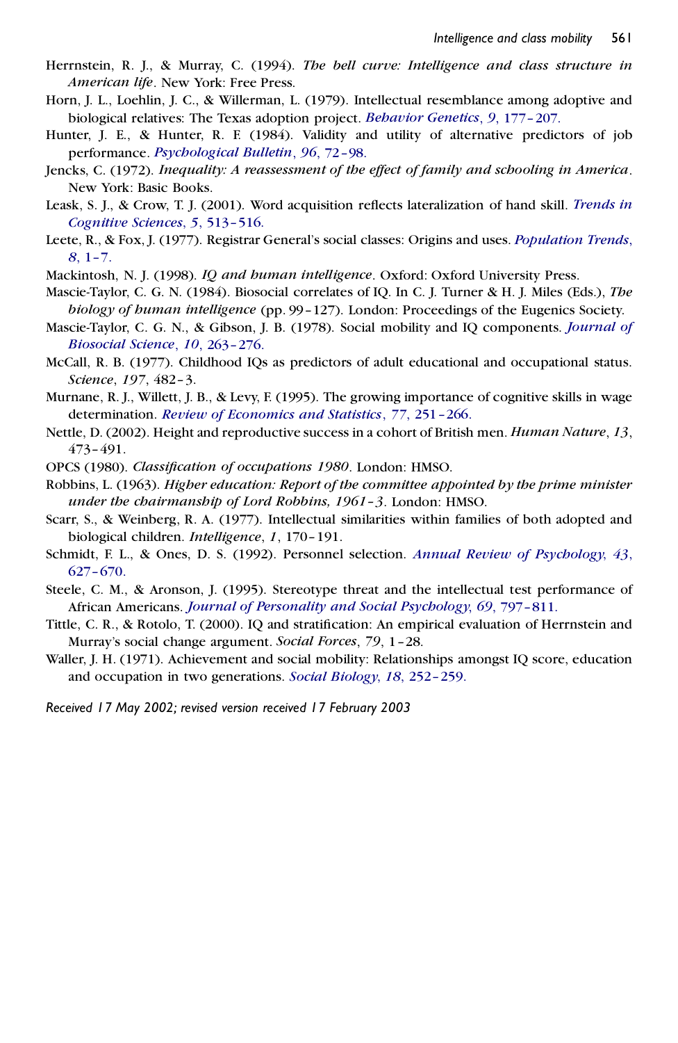Herrnstein, R. J., & Murray, C. (1994). *The bell curve: Intelligence and class structure in American life*. New York: Free Press.

Horn, J. L., Loehlin, J. C., & Willerman, L. (1979). Intellectual resemblance among adoptive and biological relatives: The Texas adoption project. *Behavior Genetics*, *9*, 177–207.

Hunter, J. E., & Hunter, R. F. (1984). Validity and utility of alternative predictors of job performance. *Psychological Bulletin*, *96*, 72–98.

Jencks, C. (1972). *Inequality: A reassessment of the effect of family and schooling in America*. New York: Basic Books.

Leask, S. J., & Crow, T. J. (2001). Word acquisition reflects lateralization of hand skill. *Trends in Cognitive Sciences*, *5*, 513–516.

Leete, R., & Fox, J. (1977). Registrar General's social classes: Origins and uses. *Population Trends*, *8*, 1–7.

Mackintosh, N. J. (1998). *IQ and human intelligence*. Oxford: Oxford University Press.

Mascie-Taylor, C. G. N. (1984). Biosocial correlates of IQ. In C. J. Turner & H. J. Miles (Eds.), *The biology of human intelligence* (pp. 99–127). London: Proceedings of the Eugenics Society.

Mascie-Taylor, C. G. N., & Gibson, J. B. (1978). Social mobility and IQ components. *Journal of Biosocial Science*, *10*, 263–276.

McCall, R. B. (1977). Childhood IQs as predictors of adult educational and occupational status. *Science*, *197*, 482–3.

Murnane, R. J., Willett, J. B., & Levy, F. (1995). The growing importance of cognitive skills in wage determination. *Review of Economics and Statistics*, *77*, 251–266.

Nettle, D. (2002). Height and reproductive success in a cohort of British men. *Human Nature*, *13*, 473–491.

OPCS (1980). *Classification of occupations 1980*. London: HMSO.

Robbins, L. (1963). *Higher education: Report of the committee appointed by the prime minister under the chairmanship of Lord Robbins, 1961–3*. London: HMSO.

Scarr, S., & Weinberg, R. A. (1977). Intellectual similarities within families of both adopted and biological children. *Intelligence*, *1*, 170–191.

Schmidt, F. L., & Ones, D. S. (1992). Personnel selection. *Annual Review of Psychology*, *43*, 627–670.

Steele, C. M., & Aronson, J. (1995). Stereotype threat and the intellectual test performance of African Americans. *Journal of Personality and Social Psychology*, *69*, 797–811.

Tittle, C. R., & Rotolo, T. (2000). IQ and stratification: An empirical evaluation of Herrnstein and Murray's social change argument. *Social Forces*, *79*, 1–28.

Waller, J. H. (1971). Achievement and social mobility: Relationships amongst IQ score, education and occupation in two generations. *Social Biology*, *18*, 252–259.

*Received 17 May 2002; revised version received 17 February 2003*